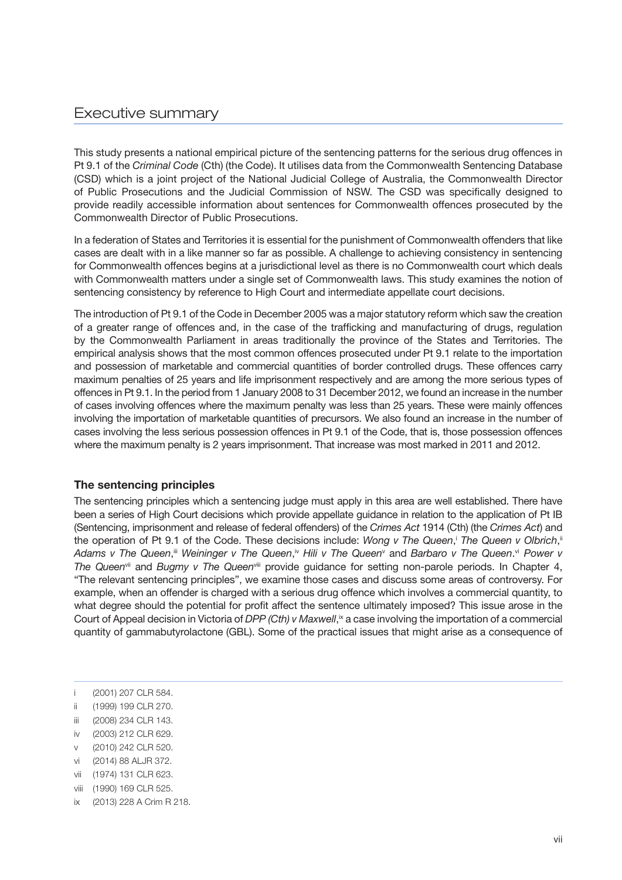# Executive summary

This study presents a national empirical picture of the sentencing patterns for the serious drug offences in Pt 9.1 of the *Criminal Code* (Cth) (the Code). It utilises data from the Commonwealth Sentencing Database (CSD) which is a joint project of the National Judicial College of Australia, the Commonwealth Director of Public Prosecutions and the Judicial Commission of NSW. The CSD was specifically designed to provide readily accessible information about sentences for Commonwealth offences prosecuted by the Commonwealth Director of Public Prosecutions.

In a federation of States and Territories it is essential for the punishment of Commonwealth offenders that like cases are dealt with in a like manner so far as possible. A challenge to achieving consistency in sentencing for Commonwealth offences begins at a jurisdictional level as there is no Commonwealth court which deals with Commonwealth matters under a single set of Commonwealth laws. This study examines the notion of sentencing consistency by reference to High Court and intermediate appellate court decisions.

The introduction of Pt 9.1 of the Code in December 2005 was a major statutory reform which saw the creation of a greater range of offences and, in the case of the trafficking and manufacturing of drugs, regulation by the Commonwealth Parliament in areas traditionally the province of the States and Territories. The empirical analysis shows that the most common offences prosecuted under Pt 9.1 relate to the importation and possession of marketable and commercial quantities of border controlled drugs. These offences carry maximum penalties of 25 years and life imprisonment respectively and are among the more serious types of offences in Pt 9.1. In the period from 1 January 2008 to 31 December 2012, we found an increase in the number of cases involving offences where the maximum penalty was less than 25 years. These were mainly offences involving the importation of marketable quantities of precursors. We also found an increase in the number of cases involving the less serious possession offences in Pt 9.1 of the Code, that is, those possession offences where the maximum penalty is 2 years imprisonment. That increase was most marked in 2011 and 2012.

### The sentencing principles

The sentencing principles which a sentencing judge must apply in this area are well established. There have been a series of High Court decisions which provide appellate guidance in relation to the application of Pt IB (Sentencing, imprisonment and release of federal offenders) of the *Crimes Act* 1914 (Cth) (the *Crimes Act*) and the operation of Pt 9.1 of the Code. These decisions include: *Wong v The Queen*,[i] *The Queen v Olbrich*,[ii] *Adams v The Queen*,[iii] *Weininger v The Queen*,[iv] *Hili v The Queen*[v] and *Barbaro v The Queen*.[vi] *Power v The Queen*[vii] and *Bugmy v The Queen*[viii] provide guidance for setting non-parole periods. In Chapter 4, "The relevant sentencing principles", we examine those cases and discuss some areas of controversy. For example, when an offender is charged with a serious drug offence which involves a commercial quantity, to what degree should the potential for profit affect the sentence ultimately imposed? This issue arose in the Court of Appeal decision in Victoria of *DPP (Cth) v Maxwell*,[ix] a case involving the importation of a commercial quantity of gammabutyrolactone (GBL). Some of the practical issues that might arise as a consequence of

---

i (2001) 207 CLR 584.

ii (1999) 199 CLR 270.

iii (2008) 234 CLR 143.

iv (2003) 212 CLR 629.

v (2010) 242 CLR 520.

vi (2014) 88 ALJR 372.

vii (1974) 131 CLR 623.

viii (1990) 169 CLR 525.

ix (2013) 228 A Crim R 218.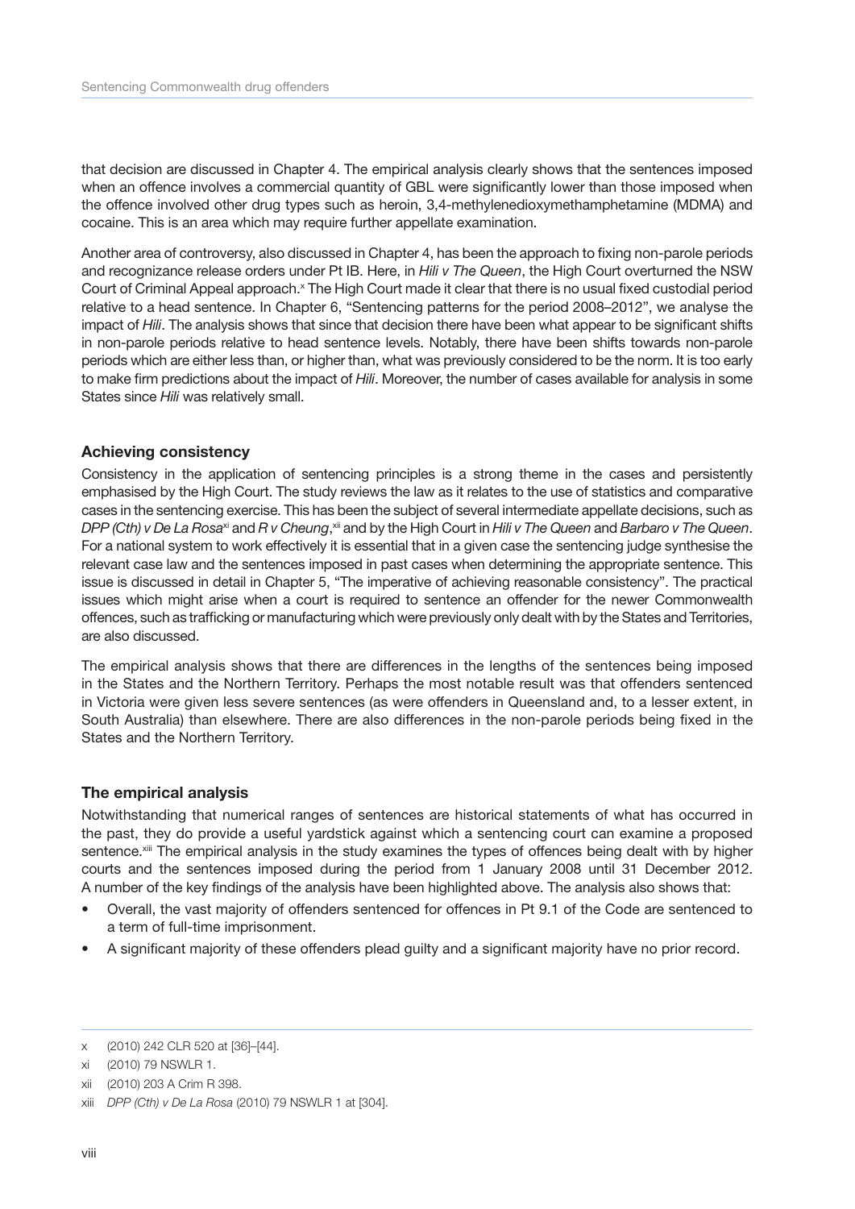that decision are discussed in Chapter 4. The empirical analysis clearly shows that the sentences imposed when an offence involves a commercial quantity of GBL were significantly lower than those imposed when the offence involved other drug types such as heroin, 3,4-methylenedioxymethamphetamine (MDMA) and cocaine. This is an area which may require further appellate examination.

Another area of controversy, also discussed in Chapter 4, has been the approach to fixing non-parole periods and recognizance release orders under Pt IB. Here, in *Hili v The Queen*, the High Court overturned the NSW Court of Criminal Appeal approach.[x] The High Court made it clear that there is no usual fixed custodial period relative to a head sentence. In Chapter 6, "Sentencing patterns for the period 2008–2012", we analyse the impact of *Hili*. The analysis shows that since that decision there have been what appear to be significant shifts in non-parole periods relative to head sentence levels. Notably, there have been shifts towards non-parole periods which are either less than, or higher than, what was previously considered to be the norm. It is too early to make firm predictions about the impact of *Hili*. Moreover, the number of cases available for analysis in some States since *Hili* was relatively small.

### Achieving consistency

Consistency in the application of sentencing principles is a strong theme in the cases and persistently emphasised by the High Court. The study reviews the law as it relates to the use of statistics and comparative cases in the sentencing exercise. This has been the subject of several intermediate appellate decisions, such as *DPP (Cth) v De La Rosa*[xi] and *R v Cheung*,[xii] and by the High Court in *Hili v The Queen* and *Barbaro v The Queen*. For a national system to work effectively it is essential that in a given case the sentencing judge synthesise the relevant case law and the sentences imposed in past cases when determining the appropriate sentence. This issue is discussed in detail in Chapter 5, "The imperative of achieving reasonable consistency". The practical issues which might arise when a court is required to sentence an offender for the newer Commonwealth offences, such as trafficking or manufacturing which were previously only dealt with by the States and Territories, are also discussed.

The empirical analysis shows that there are differences in the lengths of the sentences being imposed in the States and the Northern Territory. Perhaps the most notable result was that offenders sentenced in Victoria were given less severe sentences (as were offenders in Queensland and, to a lesser extent, in South Australia) than elsewhere. There are also differences in the non-parole periods being fixed in the States and the Northern Territory.

### The empirical analysis

Notwithstanding that numerical ranges of sentences are historical statements of what has occurred in the past, they do provide a useful yardstick against which a sentencing court can examine a proposed sentence.[xiii] The empirical analysis in the study examines the types of offences being dealt with by higher courts and the sentences imposed during the period from 1 January 2008 until 31 December 2012. A number of the key findings of the analysis have been highlighted above. The analysis also shows that:

- Overall, the vast majority of offenders sentenced for offences in Pt 9.1 of the Code are sentenced to a term of full-time imprisonment.
- A significant majority of these offenders plead guilty and a significant majority have no prior record.

---

x (2010) 242 CLR 520 at [36]–[44].

xi (2010) 79 NSWLR 1.

xii (2010) 203 A Crim R 398.

xiii *DPP (Cth) v De La Rosa* (2010) 79 NSWLR 1 at [304].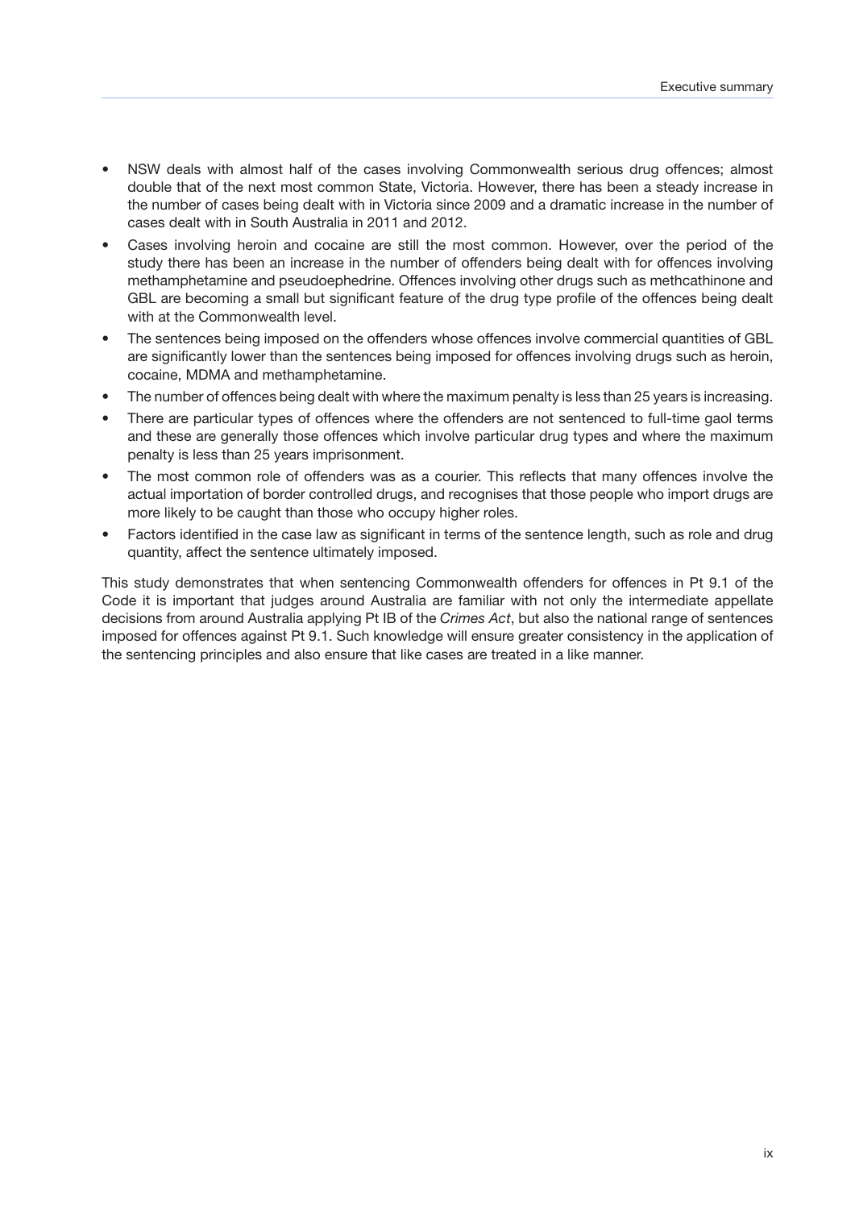- NSW deals with almost half of the cases involving Commonwealth serious drug offences; almost double that of the next most common State, Victoria. However, there has been a steady increase in the number of cases being dealt with in Victoria since 2009 and a dramatic increase in the number of cases dealt with in South Australia in 2011 and 2012.
- Cases involving heroin and cocaine are still the most common. However, over the period of the study there has been an increase in the number of offenders being dealt with for offences involving methamphetamine and pseudoephedrine. Offences involving other drugs such as methcathinone and GBL are becoming a small but significant feature of the drug type profile of the offences being dealt with at the Commonwealth level.
- The sentences being imposed on the offenders whose offences involve commercial quantities of GBL are significantly lower than the sentences being imposed for offences involving drugs such as heroin, cocaine, MDMA and methamphetamine.
- The number of offences being dealt with where the maximum penalty is less than 25 years is increasing.
- There are particular types of offences where the offenders are not sentenced to full-time gaol terms and these are generally those offences which involve particular drug types and where the maximum penalty is less than 25 years imprisonment.
- The most common role of offenders was as a courier. This reflects that many offences involve the actual importation of border controlled drugs, and recognises that those people who import drugs are more likely to be caught than those who occupy higher roles.
- Factors identified in the case law as significant in terms of the sentence length, such as role and drug quantity, affect the sentence ultimately imposed.

This study demonstrates that when sentencing Commonwealth offenders for offences in Pt 9.1 of the Code it is important that judges around Australia are familiar with not only the intermediate appellate decisions from around Australia applying Pt IB of the *Crimes Act*, but also the national range of sentences imposed for offences against Pt 9.1. Such knowledge will ensure greater consistency in the application of the sentencing principles and also ensure that like cases are treated in a like manner.